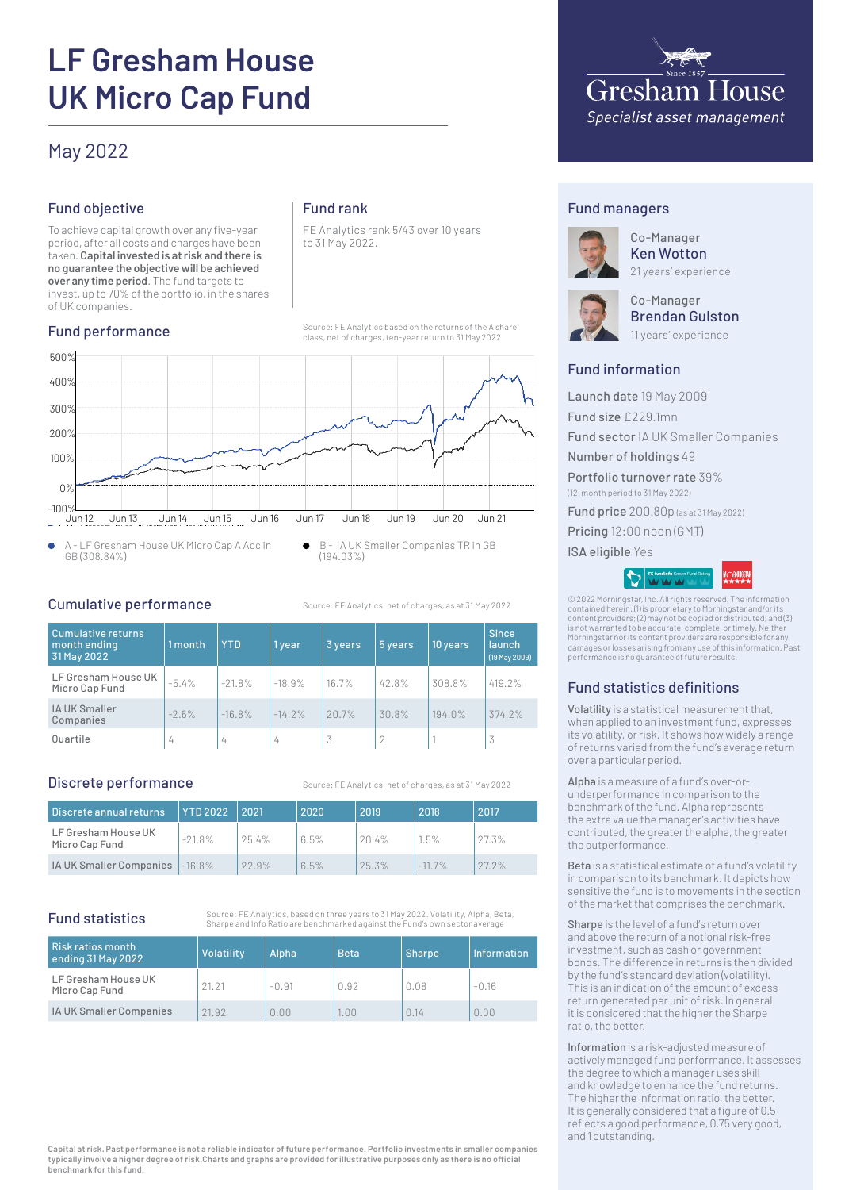# LF Gresham House UK Micro Cap Fund

## May 2022

Since 1857
Gresham House
*Specialist asset management*

## Fund objective

To achieve capital growth over any five-year period, after all costs and charges have been taken. **Capital invested is at risk and there is no guarantee the objective will be achieved over any time period**. The fund targets to invest, up to 70% of the portfolio, in the shares of UK companies.

## Fund rank

FE Analytics rank 5/43 over 10 years to 31 May 2022.

## Fund performance

Source: FE Analytics based on the returns of the A share class, net of charges, ten-year return to 31 May 2022

500%
400%
300%
200%
100%
0%
-100%
Jun 12 Jun 13 Jun 14 Jun 15 Jun 16 Jun 17 Jun 18 Jun 19 Jun 20 Jun 21

- A - LF Gresham House UK Micro Cap A Acc in GB (308.84%)
- B - IA UK Smaller Companies TR in GB (194.03%)

## Cumulative performance

Source: FE Analytics, net of charges, as at 31 May 2022

| Cumulative returns month ending 31 May 2022 | 1 month | YTD | 1 year | 3 years | 5 years | 10 years | Since launch (19 May 2009) |
|---|---|---|---|---|---|---|---|
| LF Gresham House UK Micro Cap Fund | -5.4% | -21.8% | -18.9% | 16.7% | 42.8% | 308.8% | 419.2% |
| IA UK Smaller Companies | -2.6% | -16.8% | -14.2% | 20.7% | 30.8% | 194.0% | 374.2% |
| Quartile | 4 | 4 | 4 | 3 | 2 | 1 | 3 |

## Discrete performance

Source: FE Analytics, net of charges, as at 31 May 2022

| Discrete annual returns | YTD 2022 | 2021 | 2020 | 2019 | 2018 | 2017 |
|---|---|---|---|---|---|---|
| LF Gresham House UK Micro Cap Fund | -21.8% | 25.4% | 6.5% | 20.4% | 1.5% | 27.3% |
| IA UK Smaller Companies | -16.8% | 22.9% | 6.5% | 25.3% | -11.7% | 27.2% |

## Fund statistics

Source: FE Analytics, based on three years to 31 May 2022. Volatility, Alpha, Beta, Sharpe and Info Ratio are benchmarked against the Fund's own sector average

| Risk ratios month ending 31 May 2022 | Volatility | Alpha | Beta | Sharpe | Information |
|---|---|---|---|---|---|
| LF Gresham House UK Micro Cap Fund | 21.21 | -0.91 | 0.92 | 0.08 | -0.16 |
| IA UK Smaller Companies | 21.92 | 0.00 | 1.00 | 0.14 | 0.00 |

**Capital at risk. Past performance is not a reliable indicator of future performance. Portfolio investments in smaller companies typically involve a higher degree of risk.Charts and graphs are provided for illustrative purposes only as there is no official benchmark for this fund.**

## Fund managers

Co-Manager
**Ken Wotton**
21 years' experience

Co-Manager
**Brendan Gulston**
11 years' experience

## Fund information

**Launch date** 19 May 2009

**Fund size** £229.1mn

**Fund sector** IA UK Smaller Companies

**Number of holdings** 49

**Portfolio turnover rate** 39%
(12-month period to 31 May 2022)

**Fund price** 200.80p (as at 31 May 2022)

**Pricing** 12:00 noon (GMT)

**ISA eligible** Yes

FE fundinfo Crown Fund Rating

© 2022 Morningstar, Inc. All rights reserved. The information contained herein: (1) is proprietary to Morningstar and/or its content providers; (2) may not be copied or distributed; and (3) is not warranted to be accurate, complete, or timely. Neither Morningstar nor its content providers are responsible for any damages or losses arising from any use of this information. Past performance is no guarantee of future results.

## Fund statistics definitions

**Volatility** is a statistical measurement that, when applied to an investment fund, expresses its volatility, or risk. It shows how widely a range of returns varied from the fund's average return over a particular period.

**Alpha** is a measure of a fund's over-or-underperformance in comparison to the benchmark of the fund. Alpha represents the extra value the manager's activities have contributed, the greater the alpha, the greater the outperformance.

**Beta** is a statistical estimate of a fund's volatility in comparison to its benchmark. It depicts how sensitive the fund is to movements in the section of the market that comprises the benchmark.

**Sharpe** is the level of a fund's return over and above the return of a notional risk-free investment, such as cash or government bonds. The difference in returns is then divided by the fund's standard deviation (volatility). This is an indication of the amount of excess return generated per unit of risk. In general it is considered that the higher the Sharpe ratio, the better.

**Information** is a risk-adjusted measure of actively managed fund performance. It assesses the degree to which a manager uses skill and knowledge to enhance the fund returns. The higher the information ratio, the better. It is generally considered that a figure of 0.5 reflects a good performance, 0.75 very good, and 1 outstanding.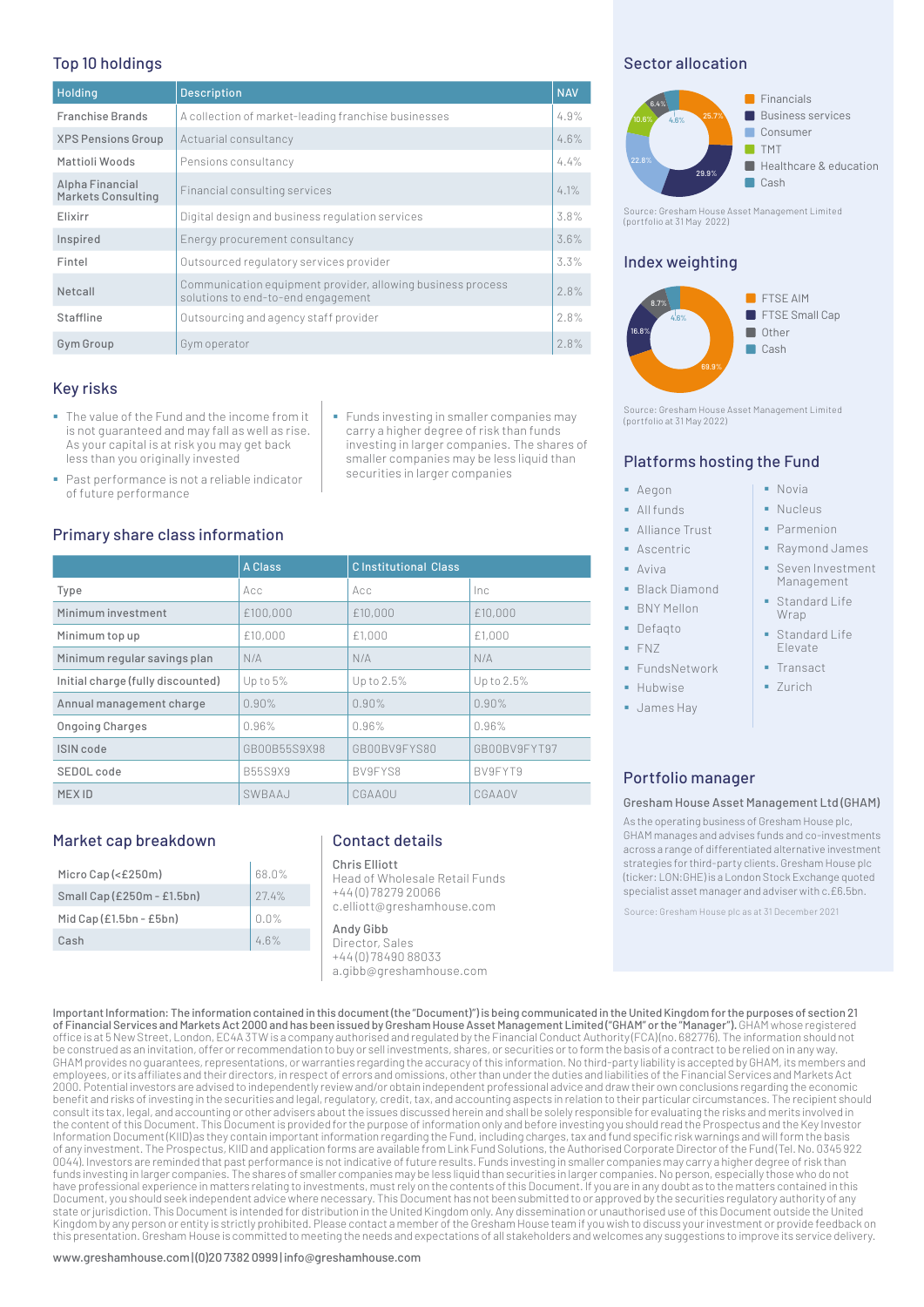## Top 10 holdings

| Holding | Description | NAV |
|---|---|---|
| Franchise Brands | A collection of market-leading franchise businesses | 4.9% |
| XPS Pensions Group | Actuarial consultancy | 4.6% |
| Mattioli Woods | Pensions consultancy | 4.4% |
| Alpha Financial Markets Consulting | Financial consulting services | 4.1% |
| Elixirr | Digital design and business regulation services | 3.8% |
| Inspired | Energy procurement consultancy | 3.6% |
| Fintel | Outsourced regulatory services provider | 3.3% |
| Netcall | Communication equipment provider, allowing business process solutions to end-to-end engagement | 2.8% |
| Staffline | Outsourcing and agency staff provider | 2.8% |
| Gym Group | Gym operator | 2.8% |

## Key risks

- The value of the Fund and the income from it is not guaranteed and may fall as well as rise. As your capital is at risk you may get back less than you originally invested
- Past performance is not a reliable indicator of future performance
- Funds investing in smaller companies may carry a higher degree of risk than funds investing in larger companies. The shares of smaller companies may be less liquid than securities in larger companies

## Primary share class information

| | A Class | C Institutional Class | |
|---|---|---|---|
| Type | Acc | Acc | Inc |
| Minimum investment | £100,000 | £10,000 | £10,000 |
| Minimum top up | £10,000 | £1,000 | £1,000 |
| Minimum regular savings plan | N/A | N/A | N/A |
| Initial charge (fully discounted) | Up to 5% | Up to 2.5% | Up to 2.5% |
| Annual management charge | 0.90% | 0.90% | 0.90% |
| Ongoing Charges | 0.96% | 0.96% | 0.96% |
| ISIN code | GB00B55S9X98 | GB00BV9FYS80 | GB00BV9FYT97 |
| SEDOL code | B55S9X9 | BV9FYS8 | BV9FYT9 |
| MEX ID | SWBAAJ | CGAAOU | CGAAOV |

## Market cap breakdown

| | |
|---|---|
| Micro Cap (<£250m) | 68.0% |
| Small Cap (£250m - £1.5bn) | 27.4% |
| Mid Cap (£1.5bn - £5bn) | 0.0% |
| Cash | 4.6% |

## Contact details

**Chris Elliott**
Head of Wholesale Retail Funds
+44 (0)78279 20066
c.elliott@greshamhouse.com

**Andy Gibb**
Director, Sales
+44 (0)78490 88033
a.gibb@greshamhouse.com

## Sector allocation

Financials
Business services
Consumer
TMT
Healthcare & education
Cash

25.7%
29.9%
22.8%
10.6%
6.4%
4.6%

Source: Gresham House Asset Management Limited (portfolio at 31 May 2022)

## Index weighting

FTSE AIM
FTSE Small Cap
Other
Cash

69.9%
16.8%
8.7%
4.6%

Source: Gresham House Asset Management Limited (portfolio at 31 May 2022)

## Platforms hosting the Fund

- Aegon
- All funds
- Alliance Trust
- Ascentric
- Aviva
- Black Diamond
- BNY Mellon
- Defaqto
- FNZ
- FundsNetwork
- Hubwise
- James Hay
- Novia
- Nucleus
- Parmenion
- Raymond James
- Seven Investment Management
- Standard Life Wrap
- Standard Life Elevate
- Transact
- Zurich

## Portfolio manager

### Gresham House Asset Management Ltd (GHAM)

As the operating business of Gresham House plc, GHAM manages and advises funds and co-investments across a range of differentiated alternative investment strategies for third-party clients. Gresham House plc (ticker: LON:GHE) is a London Stock Exchange quoted specialist asset manager and adviser with c.£6.5bn.

Source: Gresham House plc as at 31 December 2021

**Important Information: The information contained in this document (the "Document") is being communicated in the United Kingdom for the purposes of section 21 of Financial Services and Markets Act 2000 and has been issued by Gresham House Asset Management Limited ("GHAM" or the "Manager").** GHAM whose registered office is at 5 New Street, London, EC4A 3TW is a company authorised and regulated by the Financial Conduct Authority (FCA) (no. 682776). The information should not be construed as an invitation, offer or recommendation to buy or sell investments, shares, or securities or to form the basis of a contract to be relied on in any way. GHAM provides no guarantees, representations, or warranties regarding the accuracy of this information. No third-party liability is accepted by GHAM, its members and employees, or its affiliates and their directors, in respect of errors and omissions, other than under the duties and liabilities of the Financial Services and Markets Act 2000. Potential investors are advised to independently review and/or obtain independent professional advice and draw their own conclusions regarding the economic benefit and risks of investing in the securities and legal, regulatory, credit, tax, and accounting aspects in relation to their particular circumstances. The recipient should consult its tax, legal, and accounting or other advisers about the issues discussed herein and shall be solely responsible for evaluating the risks and merits involved in the content of this Document. This Document is provided for the purpose of information only and before investing you should read the Prospectus and the Key Investor Information Document (KIID) as they contain important information regarding the Fund, including charges, tax and fund specific risk warnings and will form the basis of any investment. The Prospectus, KIID and application forms are available from Link Fund Solutions, the Authorised Corporate Director of the Fund (Tel. No. 0345 922 0044). Investors are reminded that past performance is not indicative of future results. Funds investing in smaller companies may carry a higher degree of risk than funds investing in larger companies. The shares of smaller companies may be less liquid than securities in larger companies. No person, especially those who do not have professional experience in matters relating to investments, must rely on the contents of this Document. If you are in any doubt as to the matters contained in this Document, you should seek independent advice where necessary. This Document has not been submitted to or approved by the securities regulatory authority of any state or jurisdiction. This Document is intended for distribution in the United Kingdom only. Any dissemination or unauthorised use of this Document outside the United Kingdom by any person or entity is strictly prohibited. Please contact a member of the Gresham House team if you wish to discuss your investment or provide feedback on this presentation. Gresham House is committed to meeting the needs and expectations of all stakeholders and welcomes any suggestions to improve its service delivery.

www.greshamhouse.com | (0)20 7382 0999 | info@greshamhouse.com